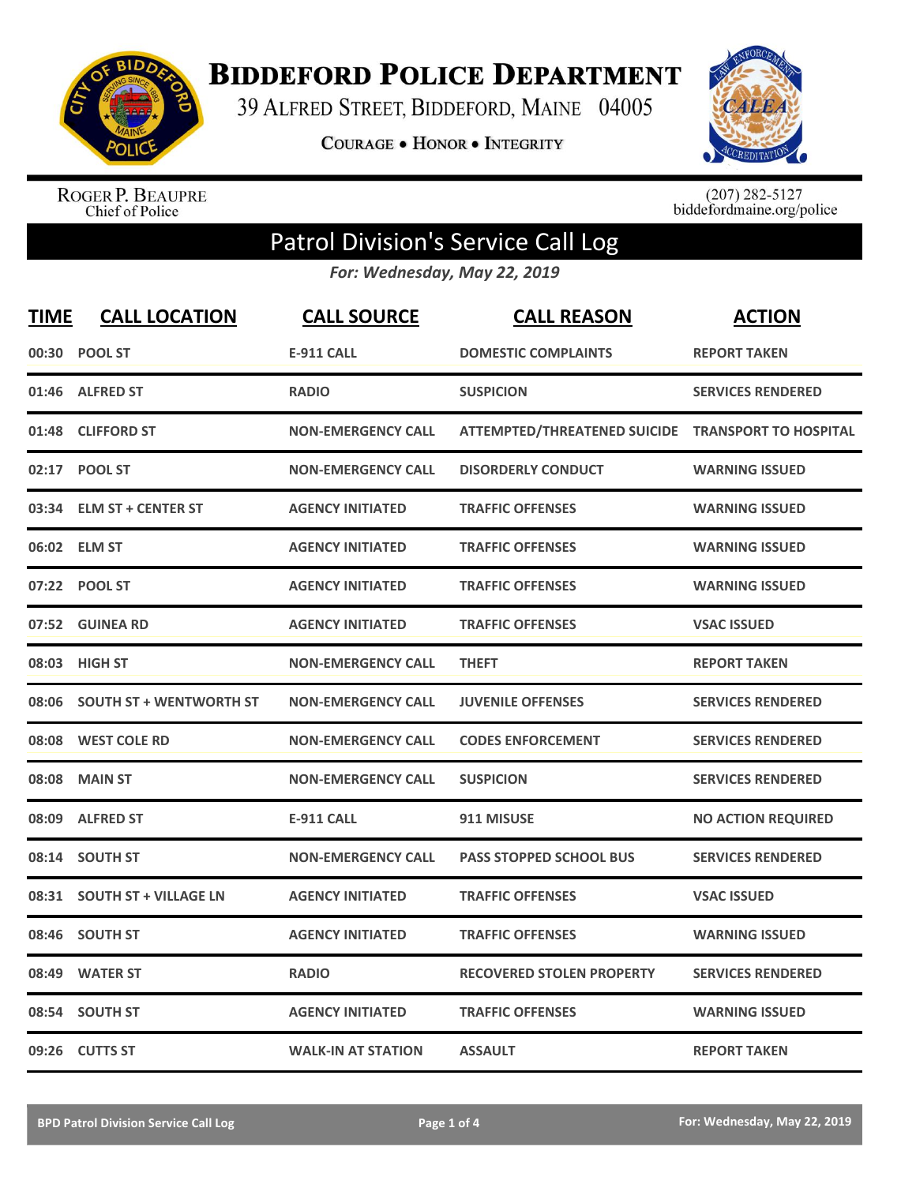# BIDDEFORD POLICE DEPARTMENT

39 ALFRED STREET, BIDDEFORD, MAINE 04005

COURAGE • HONOR • INTEGRITY

ROGER P. BEAUPRE
Chief of Police

(207) 282-5127
biddefordmaine.org/police

## Patrol Division's Service Call Log

*For: Wednesday, May 22, 2019*

| TIME | CALL LOCATION | CALL SOURCE | CALL REASON | ACTION |
|---|---|---|---|---|
| 00:30 | POOL ST | E-911 CALL | DOMESTIC COMPLAINTS | REPORT TAKEN |
| 01:46 | ALFRED ST | RADIO | SUSPICION | SERVICES RENDERED |
| 01:48 | CLIFFORD ST | NON-EMERGENCY CALL | ATTEMPTED/THREATENED SUICIDE | TRANSPORT TO HOSPITAL |
| 02:17 | POOL ST | NON-EMERGENCY CALL | DISORDERLY CONDUCT | WARNING ISSUED |
| 03:34 | ELM ST + CENTER ST | AGENCY INITIATED | TRAFFIC OFFENSES | WARNING ISSUED |
| 06:02 | ELM ST | AGENCY INITIATED | TRAFFIC OFFENSES | WARNING ISSUED |
| 07:22 | POOL ST | AGENCY INITIATED | TRAFFIC OFFENSES | WARNING ISSUED |
| 07:52 | GUINEA RD | AGENCY INITIATED | TRAFFIC OFFENSES | VSAC ISSUED |
| 08:03 | HIGH ST | NON-EMERGENCY CALL | THEFT | REPORT TAKEN |
| 08:06 | SOUTH ST + WENTWORTH ST | NON-EMERGENCY CALL | JUVENILE OFFENSES | SERVICES RENDERED |
| 08:08 | WEST COLE RD | NON-EMERGENCY CALL | CODES ENFORCEMENT | SERVICES RENDERED |
| 08:08 | MAIN ST | NON-EMERGENCY CALL | SUSPICION | SERVICES RENDERED |
| 08:09 | ALFRED ST | E-911 CALL | 911 MISUSE | NO ACTION REQUIRED |
| 08:14 | SOUTH ST | NON-EMERGENCY CALL | PASS STOPPED SCHOOL BUS | SERVICES RENDERED |
| 08:31 | SOUTH ST + VILLAGE LN | AGENCY INITIATED | TRAFFIC OFFENSES | VSAC ISSUED |
| 08:46 | SOUTH ST | AGENCY INITIATED | TRAFFIC OFFENSES | WARNING ISSUED |
| 08:49 | WATER ST | RADIO | RECOVERED STOLEN PROPERTY | SERVICES RENDERED |
| 08:54 | SOUTH ST | AGENCY INITIATED | TRAFFIC OFFENSES | WARNING ISSUED |
| 09:26 | CUTTS ST | WALK-IN AT STATION | ASSAULT | REPORT TAKEN |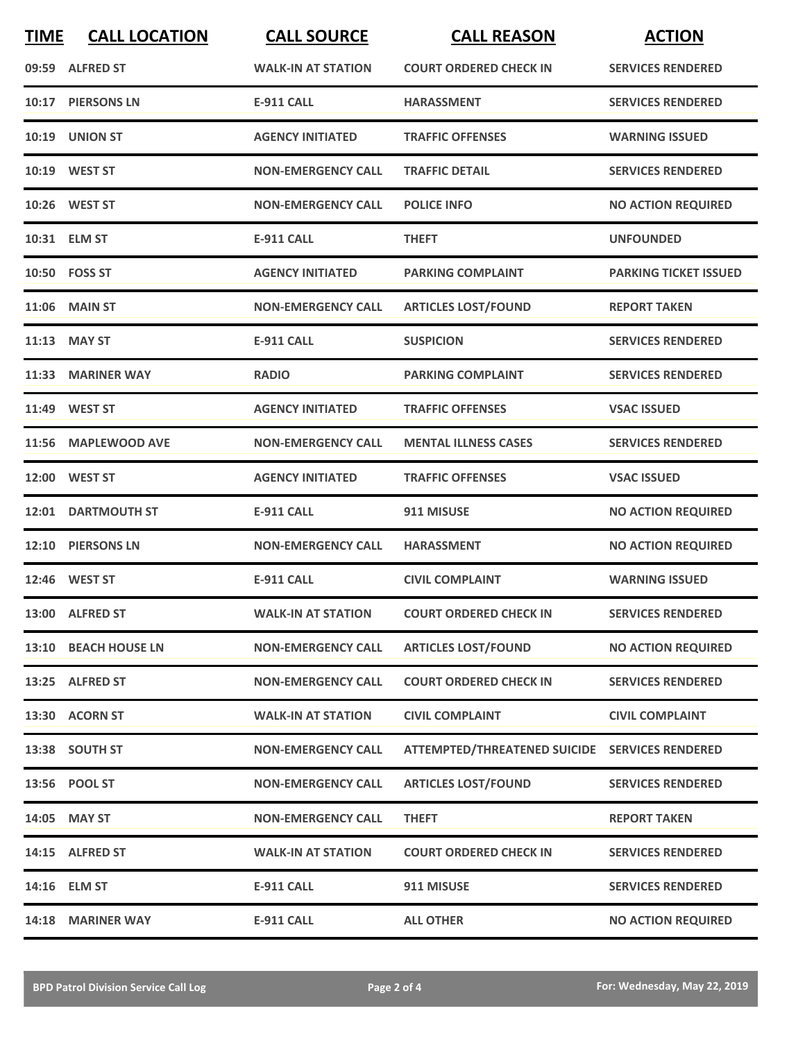| TIME | CALL LOCATION | CALL SOURCE | CALL REASON | ACTION |
|---|---|---|---|---|
| 09:59 | ALFRED ST | WALK-IN AT STATION | COURT ORDERED CHECK IN | SERVICES RENDERED |
| 10:17 | PIERSONS LN | E-911 CALL | HARASSMENT | SERVICES RENDERED |
| 10:19 | UNION ST | AGENCY INITIATED | TRAFFIC OFFENSES | WARNING ISSUED |
| 10:19 | WEST ST | NON-EMERGENCY CALL | TRAFFIC DETAIL | SERVICES RENDERED |
| 10:26 | WEST ST | NON-EMERGENCY CALL | POLICE INFO | NO ACTION REQUIRED |
| 10:31 | ELM ST | E-911 CALL | THEFT | UNFOUNDED |
| 10:50 | FOSS ST | AGENCY INITIATED | PARKING COMPLAINT | PARKING TICKET ISSUED |
| 11:06 | MAIN ST | NON-EMERGENCY CALL | ARTICLES LOST/FOUND | REPORT TAKEN |
| 11:13 | MAY ST | E-911 CALL | SUSPICION | SERVICES RENDERED |
| 11:33 | MARINER WAY | RADIO | PARKING COMPLAINT | SERVICES RENDERED |
| 11:49 | WEST ST | AGENCY INITIATED | TRAFFIC OFFENSES | VSAC ISSUED |
| 11:56 | MAPLEWOOD AVE | NON-EMERGENCY CALL | MENTAL ILLNESS CASES | SERVICES RENDERED |
| 12:00 | WEST ST | AGENCY INITIATED | TRAFFIC OFFENSES | VSAC ISSUED |
| 12:01 | DARTMOUTH ST | E-911 CALL | 911 MISUSE | NO ACTION REQUIRED |
| 12:10 | PIERSONS LN | NON-EMERGENCY CALL | HARASSMENT | NO ACTION REQUIRED |
| 12:46 | WEST ST | E-911 CALL | CIVIL COMPLAINT | WARNING ISSUED |
| 13:00 | ALFRED ST | WALK-IN AT STATION | COURT ORDERED CHECK IN | SERVICES RENDERED |
| 13:10 | BEACH HOUSE LN | NON-EMERGENCY CALL | ARTICLES LOST/FOUND | NO ACTION REQUIRED |
| 13:25 | ALFRED ST | NON-EMERGENCY CALL | COURT ORDERED CHECK IN | SERVICES RENDERED |
| 13:30 | ACORN ST | WALK-IN AT STATION | CIVIL COMPLAINT | CIVIL COMPLAINT |
| 13:38 | SOUTH ST | NON-EMERGENCY CALL | ATTEMPTED/THREATENED SUICIDE | SERVICES RENDERED |
| 13:56 | POOL ST | NON-EMERGENCY CALL | ARTICLES LOST/FOUND | SERVICES RENDERED |
| 14:05 | MAY ST | NON-EMERGENCY CALL | THEFT | REPORT TAKEN |
| 14:15 | ALFRED ST | WALK-IN AT STATION | COURT ORDERED CHECK IN | SERVICES RENDERED |
| 14:16 | ELM ST | E-911 CALL | 911 MISUSE | SERVICES RENDERED |
| 14:18 | MARINER WAY | E-911 CALL | ALL OTHER | NO ACTION REQUIRED |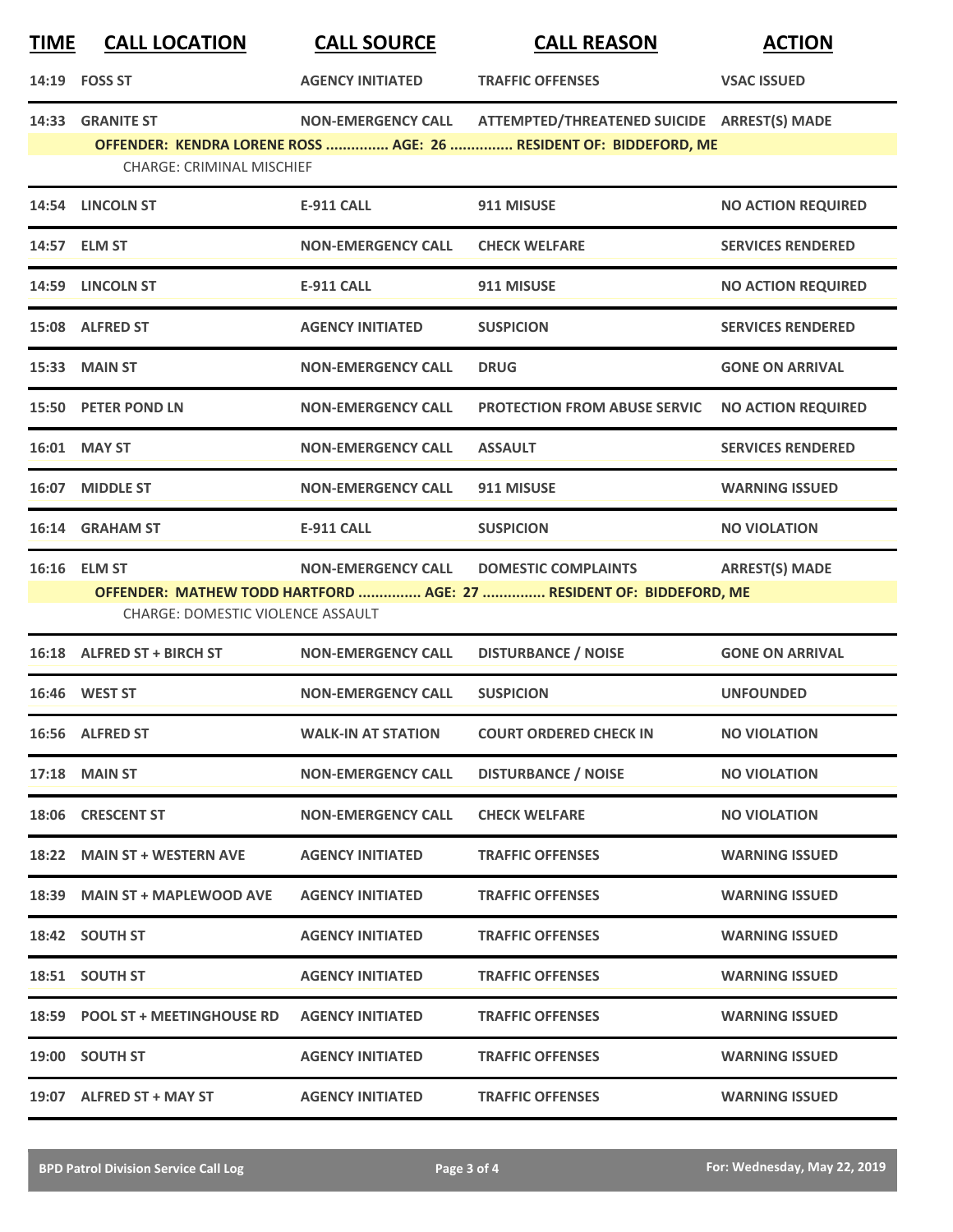| TIME | CALL LOCATION | CALL SOURCE | CALL REASON | ACTION |
|---|---|---|---|---|
| 14:19 | FOSS ST | AGENCY INITIATED | TRAFFIC OFFENSES | VSAC ISSUED |
| 14:33 | GRANITE ST | NON-EMERGENCY CALL | ATTEMPTED/THREATENED SUICIDE | ARREST(S) MADE |
| | OFFENDER: KENDRA LORENE ROSS ............... AGE: 26 ............... RESIDENT OF: BIDDEFORD, ME | | | |
| | CHARGE: CRIMINAL MISCHIEF | | | |
| 14:54 | LINCOLN ST | E-911 CALL | 911 MISUSE | NO ACTION REQUIRED |
| 14:57 | ELM ST | NON-EMERGENCY CALL | CHECK WELFARE | SERVICES RENDERED |
| 14:59 | LINCOLN ST | E-911 CALL | 911 MISUSE | NO ACTION REQUIRED |
| 15:08 | ALFRED ST | AGENCY INITIATED | SUSPICION | SERVICES RENDERED |
| 15:33 | MAIN ST | NON-EMERGENCY CALL | DRUG | GONE ON ARRIVAL |
| 15:50 | PETER POND LN | NON-EMERGENCY CALL | PROTECTION FROM ABUSE SERVIC | NO ACTION REQUIRED |
| 16:01 | MAY ST | NON-EMERGENCY CALL | ASSAULT | SERVICES RENDERED |
| 16:07 | MIDDLE ST | NON-EMERGENCY CALL | 911 MISUSE | WARNING ISSUED |
| 16:14 | GRAHAM ST | E-911 CALL | SUSPICION | NO VIOLATION |
| 16:16 | ELM ST | NON-EMERGENCY CALL | DOMESTIC COMPLAINTS | ARREST(S) MADE |
| | OFFENDER: MATHEW TODD HARTFORD ............... AGE: 27 ............... RESIDENT OF: BIDDEFORD, ME | | | |
| | CHARGE: DOMESTIC VIOLENCE ASSAULT | | | |
| 16:18 | ALFRED ST + BIRCH ST | NON-EMERGENCY CALL | DISTURBANCE / NOISE | GONE ON ARRIVAL |
| 16:46 | WEST ST | NON-EMERGENCY CALL | SUSPICION | UNFOUNDED |
| 16:56 | ALFRED ST | WALK-IN AT STATION | COURT ORDERED CHECK IN | NO VIOLATION |
| 17:18 | MAIN ST | NON-EMERGENCY CALL | DISTURBANCE / NOISE | NO VIOLATION |
| 18:06 | CRESCENT ST | NON-EMERGENCY CALL | CHECK WELFARE | NO VIOLATION |
| 18:22 | MAIN ST + WESTERN AVE | AGENCY INITIATED | TRAFFIC OFFENSES | WARNING ISSUED |
| 18:39 | MAIN ST + MAPLEWOOD AVE | AGENCY INITIATED | TRAFFIC OFFENSES | WARNING ISSUED |
| 18:42 | SOUTH ST | AGENCY INITIATED | TRAFFIC OFFENSES | WARNING ISSUED |
| 18:51 | SOUTH ST | AGENCY INITIATED | TRAFFIC OFFENSES | WARNING ISSUED |
| 18:59 | POOL ST + MEETINGHOUSE RD | AGENCY INITIATED | TRAFFIC OFFENSES | WARNING ISSUED |
| 19:00 | SOUTH ST | AGENCY INITIATED | TRAFFIC OFFENSES | WARNING ISSUED |
| 19:07 | ALFRED ST + MAY ST | AGENCY INITIATED | TRAFFIC OFFENSES | WARNING ISSUED |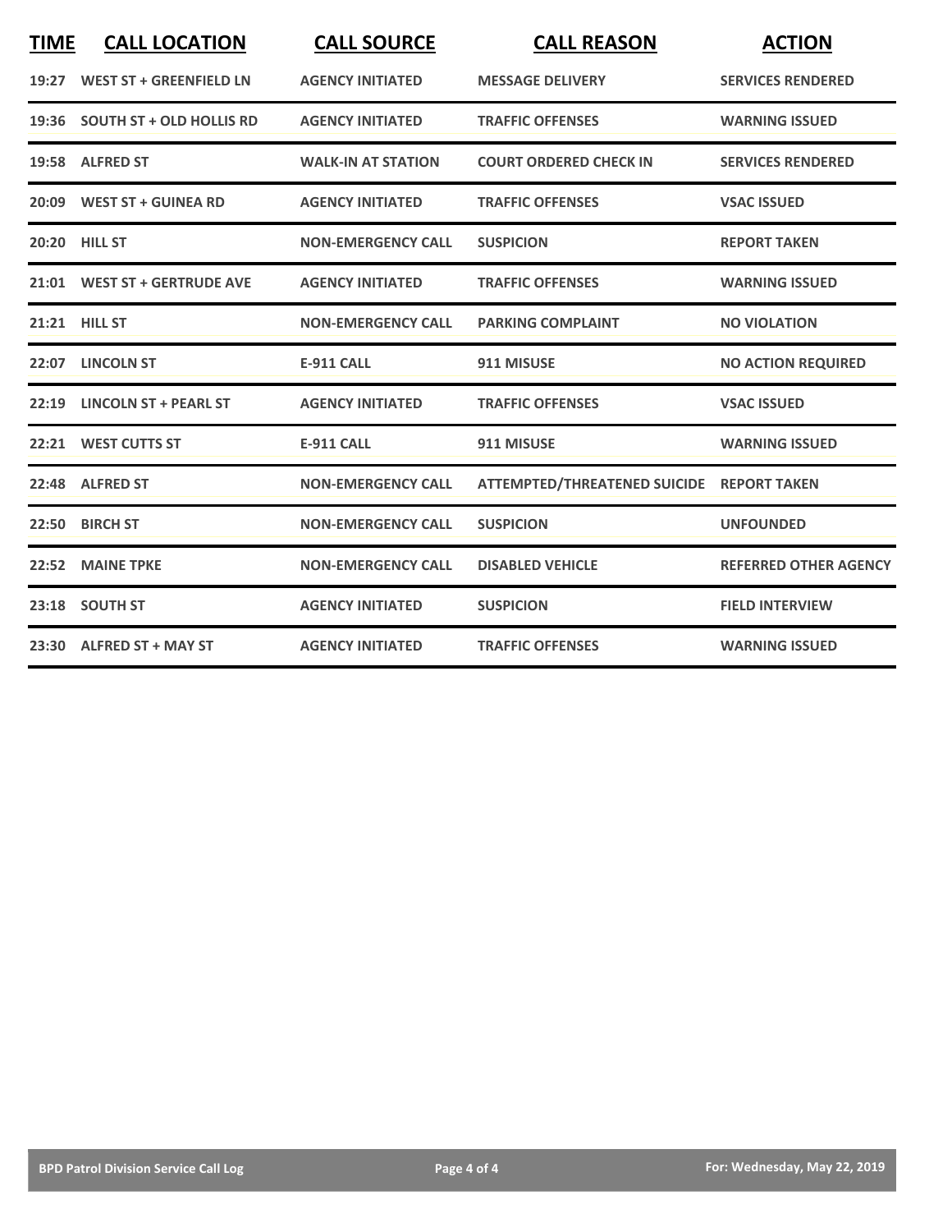| TIME | CALL LOCATION | CALL SOURCE | CALL REASON | ACTION |
|---|---|---|---|---|
| 19:27 | WEST ST + GREENFIELD LN | AGENCY INITIATED | MESSAGE DELIVERY | SERVICES RENDERED |
| 19:36 | SOUTH ST + OLD HOLLIS RD | AGENCY INITIATED | TRAFFIC OFFENSES | WARNING ISSUED |
| 19:58 | ALFRED ST | WALK-IN AT STATION | COURT ORDERED CHECK IN | SERVICES RENDERED |
| 20:09 | WEST ST + GUINEA RD | AGENCY INITIATED | TRAFFIC OFFENSES | VSAC ISSUED |
| 20:20 | HILL ST | NON-EMERGENCY CALL | SUSPICION | REPORT TAKEN |
| 21:01 | WEST ST + GERTRUDE AVE | AGENCY INITIATED | TRAFFIC OFFENSES | WARNING ISSUED |
| 21:21 | HILL ST | NON-EMERGENCY CALL | PARKING COMPLAINT | NO VIOLATION |
| 22:07 | LINCOLN ST | E-911 CALL | 911 MISUSE | NO ACTION REQUIRED |
| 22:19 | LINCOLN ST + PEARL ST | AGENCY INITIATED | TRAFFIC OFFENSES | VSAC ISSUED |
| 22:21 | WEST CUTTS ST | E-911 CALL | 911 MISUSE | WARNING ISSUED |
| 22:48 | ALFRED ST | NON-EMERGENCY CALL | ATTEMPTED/THREATENED SUICIDE | REPORT TAKEN |
| 22:50 | BIRCH ST | NON-EMERGENCY CALL | SUSPICION | UNFOUNDED |
| 22:52 | MAINE TPKE | NON-EMERGENCY CALL | DISABLED VEHICLE | REFERRED OTHER AGENCY |
| 23:18 | SOUTH ST | AGENCY INITIATED | SUSPICION | FIELD INTERVIEW |
| 23:30 | ALFRED ST + MAY ST | AGENCY INITIATED | TRAFFIC OFFENSES | WARNING ISSUED |